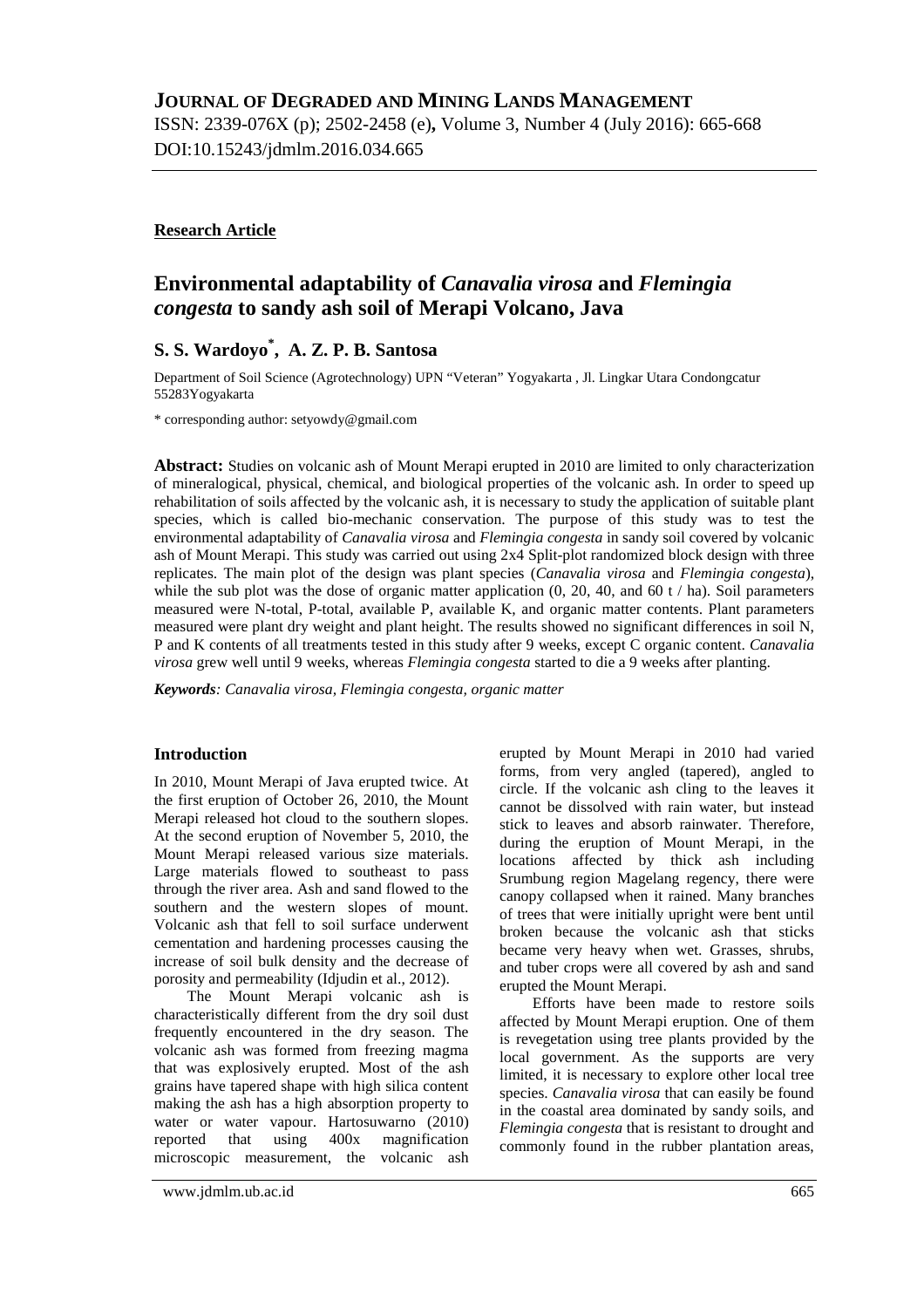**JOURNAL OF DEGRADED AND MINING LANDS MANAGEMENT**

ISSN: 2339-076X (p); 2502-2458 (e), Volume 3, Number 4 (July 2016): 665-668

DOI:10.15243/jdmlm.2016.034.665

**Research Article**

# Environmental adaptability of *Canavalia virosa* and *Flemingia congesta* to sandy ash soil of Merapi Volcano, Java

## S. S. Wardoyo*, A. Z. P. B. Santosa

Department of Soil Science (Agrotechnology) UPN "Veteran" Yogyakarta , Jl. Lingkar Utara Condongcatur 55283Yogyakarta

* corresponding author: setyowdy@gmail.com

**Abstract:** Studies on volcanic ash of Mount Merapi erupted in 2010 are limited to only characterization of mineralogical, physical, chemical, and biological properties of the volcanic ash. In order to speed up rehabilitation of soils affected by the volcanic ash, it is necessary to study the application of suitable plant species, which is called bio-mechanic conservation. The purpose of this study was to test the environmental adaptability of *Canavalia virosa* and *Flemingia congesta* in sandy soil covered by volcanic ash of Mount Merapi. This study was carried out using 2x4 Split-plot randomized block design with three replicates. The main plot of the design was plant species (*Canavalia virosa* and *Flemingia congesta*), while the sub plot was the dose of organic matter application (0, 20, 40, and 60 t / ha). Soil parameters measured were N-total, P-total, available P, available K, and organic matter contents. Plant parameters measured were plant dry weight and plant height. The results showed no significant differences in soil N, P and K contents of all treatments tested in this study after 9 weeks, except C organic content. *Canavalia virosa* grew well until 9 weeks, whereas *Flemingia congesta* started to die a 9 weeks after planting.

***Keywords**: Canavalia virosa, Flemingia congesta, organic matter*

### Introduction

In 2010, Mount Merapi of Java erupted twice. At the first eruption of October 26, 2010, the Mount Merapi released hot cloud to the southern slopes. At the second eruption of November 5, 2010, the Mount Merapi released various size materials. Large materials flowed to southeast to pass through the river area. Ash and sand flowed to the southern and the western slopes of mount. Volcanic ash that fell to soil surface underwent cementation and hardening processes causing the increase of soil bulk density and the decrease of porosity and permeability (Idjudin et al., 2012).

The Mount Merapi volcanic ash is characteristically different from the dry soil dust frequently encountered in the dry season. The volcanic ash was formed from freezing magma that was explosively erupted. Most of the ash grains have tapered shape with high silica content making the ash has a high absorption property to water or water vapour. Hartosuwarno (2010) reported that using 400x magnification microscopic measurement, the volcanic ash erupted by Mount Merapi in 2010 had varied forms, from very angled (tapered), angled to circle. If the volcanic ash cling to the leaves it cannot be dissolved with rain water, but instead stick to leaves and absorb rainwater. Therefore, during the eruption of Mount Merapi, in the locations affected by thick ash including Srumbung region Magelang regency, there were canopy collapsed when it rained. Many branches of trees that were initially upright were bent until broken because the volcanic ash that sticks became very heavy when wet. Grasses, shrubs, and tuber crops were all covered by ash and sand erupted the Mount Merapi.

Efforts have been made to restore soils affected by Mount Merapi eruption. One of them is revegetation using tree plants provided by the local government. As the supports are very limited, it is necessary to explore other local tree species. *Canavalia virosa* that can easily be found in the coastal area dominated by sandy soils, and *Flemingia congesta* that is resistant to drought and commonly found in the rubber plantation areas,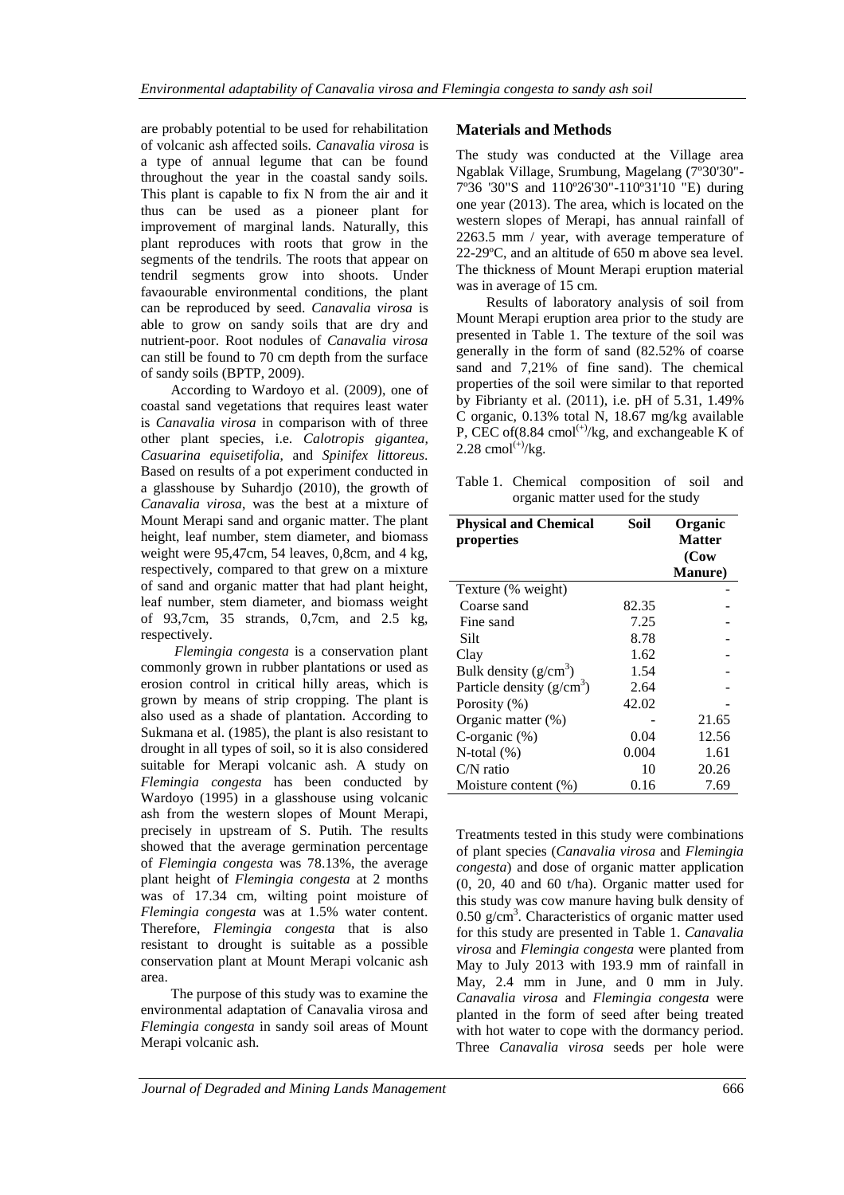are probably potential to be used for rehabilitation of volcanic ash affected soils. *Canavalia virosa* is a type of annual legume that can be found throughout the year in the coastal sandy soils. This plant is capable to fix N from the air and it thus can be used as a pioneer plant for improvement of marginal lands. Naturally, this plant reproduces with roots that grow in the segments of the tendrils. The roots that appear on tendril segments grow into shoots. Under favaourable environmental conditions, the plant can be reproduced by seed. *Canavalia virosa* is able to grow on sandy soils that are dry and nutrient-poor. Root nodules of *Canavalia virosa* can still be found to 70 cm depth from the surface of sandy soils (BPTP, 2009).

According to Wardoyo et al. (2009), one of coastal sand vegetations that requires least water is *Canavalia virosa* in comparison with of three other plant species, i.e. *Calotropis gigantea, Casuarina equisetifolia*, and *Spinifex littoreus*. Based on results of a pot experiment conducted in a glasshouse by Suhardjo (2010), the growth of *Canavalia virosa*, was the best at a mixture of Mount Merapi sand and organic matter. The plant height, leaf number, stem diameter, and biomass weight were 95,47cm, 54 leaves, 0,8cm, and 4 kg, respectively, compared to that grew on a mixture of sand and organic matter that had plant height, leaf number, stem diameter, and biomass weight of 93,7cm, 35 strands, 0,7cm, and 2.5 kg, respectively.

*Flemingia congesta* is a conservation plant commonly grown in rubber plantations or used as erosion control in critical hilly areas, which is grown by means of strip cropping. The plant is also used as a shade of plantation. According to Sukmana et al. (1985), the plant is also resistant to drought in all types of soil, so it is also considered suitable for Merapi volcanic ash. A study on *Flemingia congesta* has been conducted by Wardoyo (1995) in a glasshouse using volcanic ash from the western slopes of Mount Merapi, precisely in upstream of S. Putih. The results showed that the average germination percentage of *Flemingia congesta* was 78.13%, the average plant height of *Flemingia congesta* at 2 months was of 17.34 cm, wilting point moisture of *Flemingia congesta* was at 1.5% water content. Therefore, *Flemingia congesta* that is also resistant to drought is suitable as a possible conservation plant at Mount Merapi volcanic ash area.

The purpose of this study was to examine the environmental adaptation of Canavalia virosa and *Flemingia congesta* in sandy soil areas of Mount Merapi volcanic ash.

## Materials and Methods

The study was conducted at the Village area Ngablak Village, Srumbung, Magelang (7º30'30"-7º36 '30"S and 110º26'30"-110º31'10 "E) during one year (2013). The area, which is located on the western slopes of Merapi, has annual rainfall of 2263.5 mm / year, with average temperature of 22-29ºC, and an altitude of 650 m above sea level. The thickness of Mount Merapi eruption material was in average of 15 cm.

Results of laboratory analysis of soil from Mount Merapi eruption area prior to the study are presented in Table 1. The texture of the soil was generally in the form of sand (82.52% of coarse sand and 7,21% of fine sand). The chemical properties of the soil were similar to that reported by Fibrianty et al. (2011), i.e. pH of 5.31, 1.49% C organic, 0.13% total N, 18.67 mg/kg available P, CEC of(8.84 cmol$^{(+)}$/kg, and exchangeable K of 2.28 cmol$^{(+)}$/kg.

Table 1. Chemical composition of soil and organic matter used for the study

| Physical and Chemical properties | Soil | Organic Matter (Cow Manure) |
|---|---|---|
| Texture (% weight) | | - |
| Coarse sand | 82.35 | - |
| Fine sand | 7.25 | - |
| Silt | 8.78 | - |
| Clay | 1.62 | - |
| Bulk density (g/cm$^3$) | 1.54 | - |
| Particle density (g/cm$^3$) | 2.64 | - |
| Porosity (%) | 42.02 | - |
| Organic matter (%) | - | 21.65 |
| C-organic (%) | 0.04 | 12.56 |
| N-total (%) | 0.004 | 1.61 |
| C/N ratio | 10 | 20.26 |
| Moisture content (%) | 0.16 | 7.69 |

Treatments tested in this study were combinations of plant species (*Canavalia virosa* and *Flemingia congesta*) and dose of organic matter application (0, 20, 40 and 60 t/ha). Organic matter used for this study was cow manure having bulk density of 0.50 g/cm$^3$. Characteristics of organic matter used for this study are presented in Table 1. *Canavalia virosa* and *Flemingia congesta* were planted from May to July 2013 with 193.9 mm of rainfall in May, 2.4 mm in June, and 0 mm in July. *Canavalia virosa* and *Flemingia congesta* were planted in the form of seed after being treated with hot water to cope with the dormancy period. Three *Canavalia virosa* seeds per hole were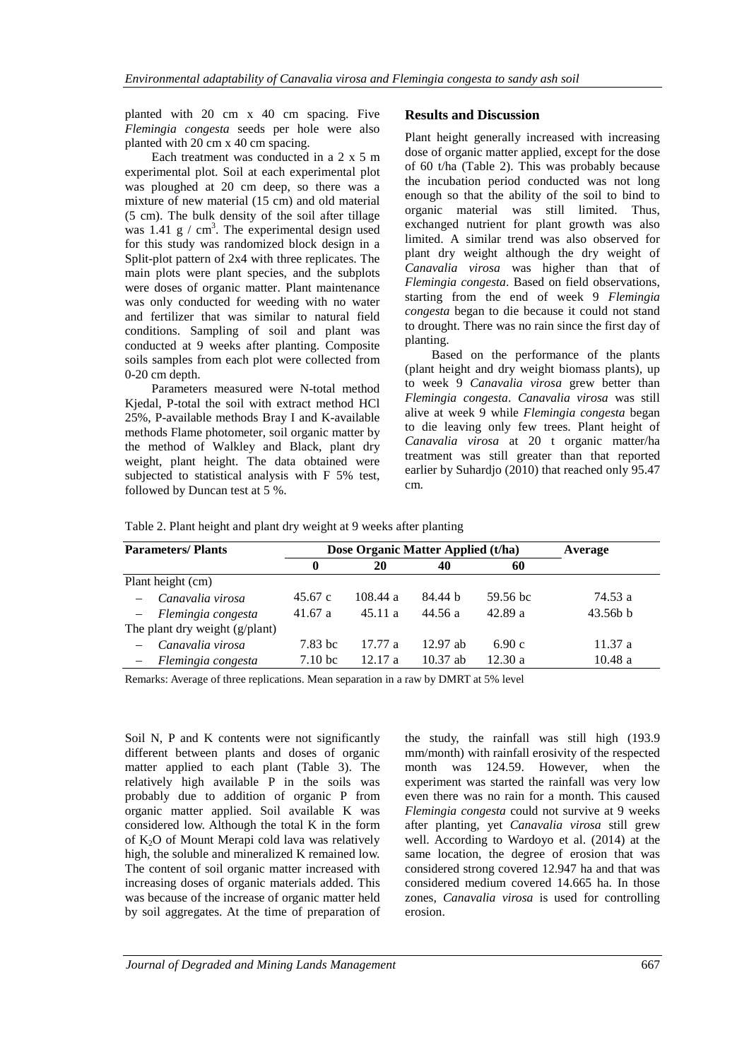planted with 20 cm x 40 cm spacing. Five *Flemingia congesta* seeds per hole were also planted with 20 cm x 40 cm spacing.

Each treatment was conducted in a 2 x 5 m experimental plot. Soil at each experimental plot was ploughed at 20 cm deep, so there was a mixture of new material (15 cm) and old material (5 cm). The bulk density of the soil after tillage was 1.41 g / $cm^3$. The experimental design used for this study was randomized block design in a Split-plot pattern of 2x4 with three replicates. The main plots were plant species, and the subplots were doses of organic matter. Plant maintenance was only conducted for weeding with no water and fertilizer that was similar to natural field conditions. Sampling of soil and plant was conducted at 9 weeks after planting. Composite soils samples from each plot were collected from 0-20 cm depth.

Parameters measured were N-total method Kjedal, P-total the soil with extract method HCl 25%, P-available methods Bray I and K-available methods Flame photometer, soil organic matter by the method of Walkley and Black, plant dry weight, plant height. The data obtained were subjected to statistical analysis with F 5% test, followed by Duncan test at 5 %.

## Results and Discussion

Plant height generally increased with increasing dose of organic matter applied, except for the dose of 60 t/ha (Table 2). This was probably because the incubation period conducted was not long enough so that the ability of the soil to bind to organic material was still limited. Thus, exchanged nutrient for plant growth was also limited. A similar trend was also observed for plant dry weight although the dry weight of *Canavalia virosa* was higher than that of *Flemingia congesta*. Based on field observations, starting from the end of week 9 *Flemingia congesta* began to die because it could not stand to drought. There was no rain since the first day of planting.

Based on the performance of the plants (plant height and dry weight biomass plants), up to week 9 *Canavalia virosa* grew better than *Flemingia congesta*. *Canavalia virosa* was still alive at week 9 while *Flemingia congesta* began to die leaving only few trees. Plant height of *Canavalia virosa* at 20 t organic matter/ha treatment was still greater than that reported earlier by Suhardjo (2010) that reached only 95.47 cm.

Table 2. Plant height and plant dry weight at 9 weeks after planting

| Parameters/ Plants | Dose Organic Matter Applied (t/ha) | | | | Average |
|---|---|---|---|---|---|
| | 0 | 20 | 40 | 60 | |
| Plant height (cm) | | | | | |
| – *Canavalia virosa* | 45.67 c | 108.44 a | 84.44 b | 59.56 bc | 74.53 a |
| – *Flemingia congesta* | 41.67 a | 45.11 a | 44.56 a | 42.89 a | 43.56b b |
| The plant dry weight (g/plant) | | | | | |
| – *Canavalia virosa* | 7.83 bc | 17.77 a | 12.97 ab | 6.90 c | 11.37 a |
| – *Flemingia congesta* | 7.10 bc | 12.17 a | 10.37 ab | 12.30 a | 10.48 a |

Remarks: Average of three replications. Mean separation in a raw by DMRT at 5% level

Soil N, P and K contents were not significantly different between plants and doses of organic matter applied to each plant (Table 3). The relatively high available P in the soils was probably due to addition of organic P from organic matter applied. Soil available K was considered low. Although the total K in the form of $K_2O$ of Mount Merapi cold lava was relatively high, the soluble and mineralized K remained low. The content of soil organic matter increased with increasing doses of organic materials added. This was because of the increase of organic matter held by soil aggregates. At the time of preparation of the study, the rainfall was still high (193.9 mm/month) with rainfall erosivity of the respected month was 124.59. However, when the experiment was started the rainfall was very low even there was no rain for a month. This caused *Flemingia congesta* could not survive at 9 weeks after planting, yet *Canavalia virosa* still grew well. According to Wardoyo et al. (2014) at the same location, the degree of erosion that was considered strong covered 12.947 ha and that was considered medium covered 14.665 ha. In those zones, *Canavalia virosa* is used for controlling erosion.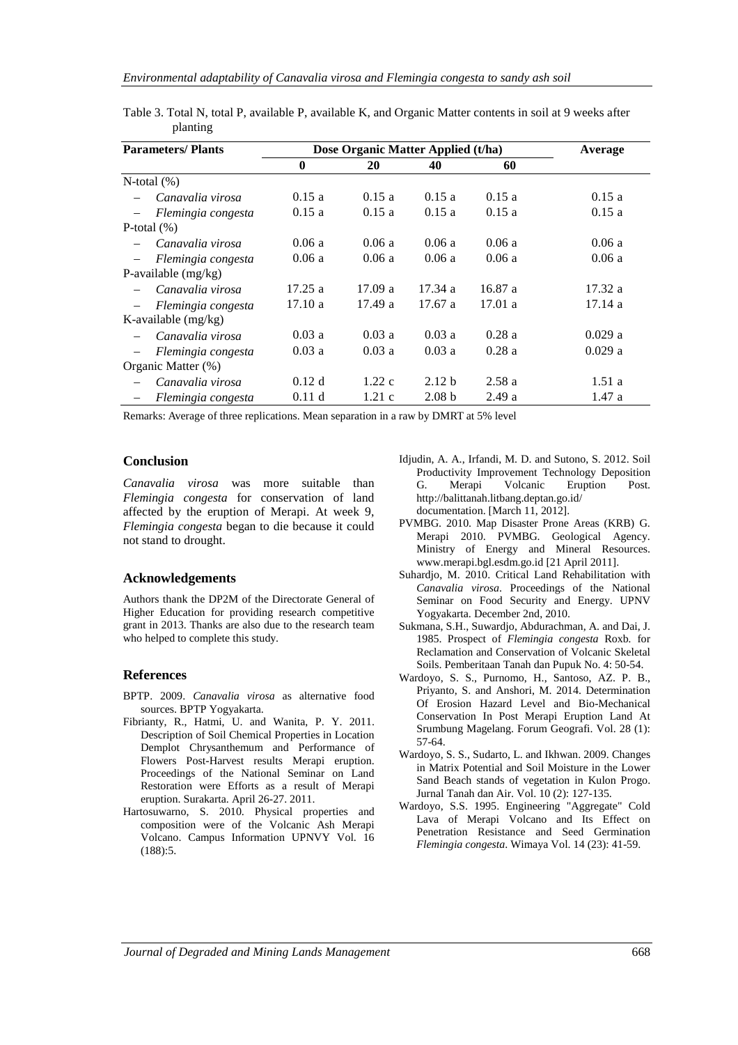Table 3. Total N, total P, available P, available K, and Organic Matter contents in soil at 9 weeks after planting

| Parameters/ Plants | Dose Organic Matter Applied (t/ha) | | | | Average |
|---|---|---|---|---|---|
| | **0** | **20** | **40** | **60** | |
| N-total (%) | | | | | |
| – *Canavalia virosa* | 0.15 a | 0.15 a | 0.15 a | 0.15 a | 0.15 a |
| – *Flemingia congesta* | 0.15 a | 0.15 a | 0.15 a | 0.15 a | 0.15 a |
| P-total (%) | | | | | |
| – *Canavalia virosa* | 0.06 a | 0.06 a | 0.06 a | 0.06 a | 0.06 a |
| – *Flemingia congesta* | 0.06 a | 0.06 a | 0.06 a | 0.06 a | 0.06 a |
| P-available (mg/kg) | | | | | |
| – *Canavalia virosa* | 17.25 a | 17.09 a | 17.34 a | 16.87 a | 17.32 a |
| – *Flemingia congesta* | 17.10 a | 17.49 a | 17.67 a | 17.01 a | 17.14 a |
| K-available (mg/kg) | | | | | |
| – *Canavalia virosa* | 0.03 a | 0.03 a | 0.03 a | 0.28 a | 0.029 a |
| – *Flemingia congesta* | 0.03 a | 0.03 a | 0.03 a | 0.28 a | 0.029 a |
| Organic Matter (%) | | | | | |
| – *Canavalia virosa* | 0.12 d | 1.22 c | 2.12 b | 2.58 a | 1.51 a |
| – *Flemingia congesta* | 0.11 d | 1.21 c | 2.08 b | 2.49 a | 1.47 a |

Remarks: Average of three replications. Mean separation in a raw by DMRT at 5% level

## Conclusion

*Canavalia virosa* was more suitable than *Flemingia congesta* for conservation of land affected by the eruption of Merapi. At week 9, *Flemingia congesta* began to die because it could not stand to drought.

## Acknowledgements

Authors thank the DP2M of the Directorate General of Higher Education for providing research competitive grant in 2013. Thanks are also due to the research team who helped to complete this study.

## References

BPTP. 2009. *Canavalia virosa* as alternative food sources. BPTP Yogyakarta.

Fibrianty, R., Hatmi, U. and Wanita, P. Y. 2011. Description of Soil Chemical Properties in Location Demplot Chrysanthemum and Performance of Flowers Post-Harvest results Merapi eruption. Proceedings of the National Seminar on Land Restoration were Efforts as a result of Merapi eruption. Surakarta. April 26-27. 2011.

Hartosuwarno, S. 2010. Physical properties and composition were of the Volcanic Ash Merapi Volcano. Campus Information UPNVY Vol. 16 (188):5.

Idjudin, A. A., Irfandi, M. D. and Sutono, S. 2012. Soil Productivity Improvement Technology Deposition G. Merapi Volcanic Eruption Post. http://balittanah.litbang.deptan.go.id/ documentation. [March 11, 2012].

PVMBG. 2010. Map Disaster Prone Areas (KRB) G. Merapi 2010. PVMBG. Geological Agency. Ministry of Energy and Mineral Resources. www.merapi.bgl.esdm.go.id [21 April 2011].

Suhardjo, M. 2010. Critical Land Rehabilitation with *Canavalia virosa*. Proceedings of the National Seminar on Food Security and Energy. UPNV Yogyakarta. December 2nd, 2010.

Sukmana, S.H., Suwardjo, Abdurachman, A. and Dai, J. 1985. Prospect of *Flemingia congesta* Roxb. for Reclamation and Conservation of Volcanic Skeletal Soils. Pemberitaan Tanah dan Pupuk No. 4: 50-54.

Wardoyo, S. S., Purnomo, H., Santoso, AZ. P. B., Priyanto, S. and Anshori, M. 2014. Determination Of Erosion Hazard Level and Bio-Mechanical Conservation In Post Merapi Eruption Land At Srumbung Magelang. Forum Geografi. Vol. 28 (1): 57-64.

Wardoyo, S. S., Sudarto, L. and Ikhwan. 2009. Changes in Matrix Potential and Soil Moisture in the Lower Sand Beach stands of vegetation in Kulon Progo. Jurnal Tanah dan Air. Vol. 10 (2): 127-135.

Wardoyo, S.S. 1995. Engineering "Aggregate" Cold Lava of Merapi Volcano and Its Effect on Penetration Resistance and Seed Germination *Flemingia congesta*. Wimaya Vol. 14 (23): 41-59.